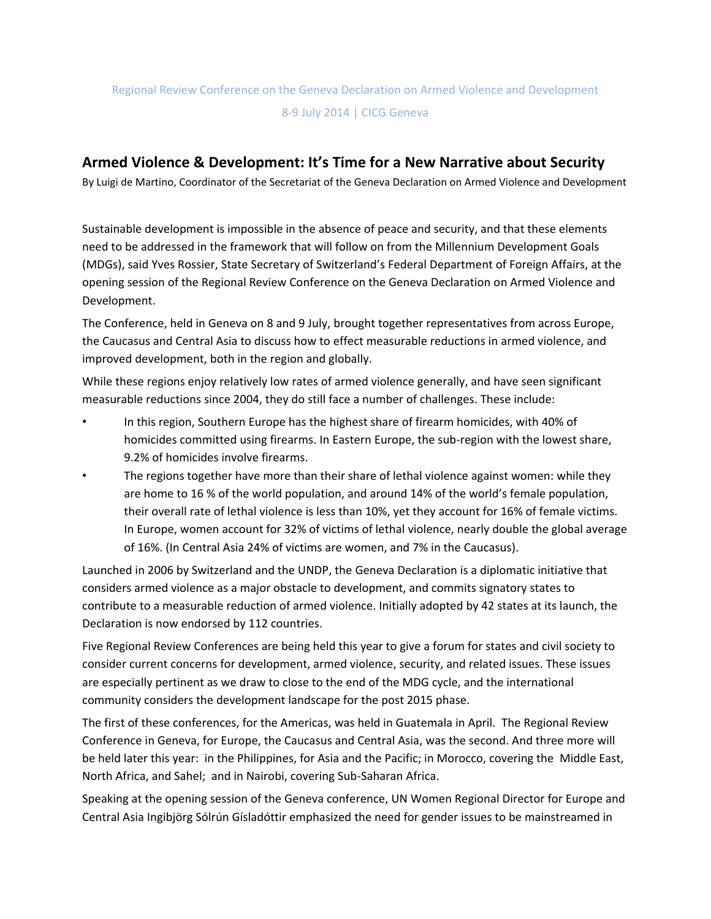Regional Review Conference on the Geneva Declaration on Armed Violence and Development

8-9 July 2014 | CICG Geneva

## Armed Violence & Development: It's Time for a New Narrative about Security

By Luigi de Martino, Coordinator of the Secretariat of the Geneva Declaration on Armed Violence and Development

Sustainable development is impossible in the absence of peace and security, and that these elements need to be addressed in the framework that will follow on from the Millennium Development Goals (MDGs), said Yves Rossier, State Secretary of Switzerland's Federal Department of Foreign Affairs, at the opening session of the Regional Review Conference on the Geneva Declaration on Armed Violence and Development.

The Conference, held in Geneva on 8 and 9 July, brought together representatives from across Europe, the Caucasus and Central Asia to discuss how to effect measurable reductions in armed violence, and improved development, both in the region and globally.

While these regions enjoy relatively low rates of armed violence generally, and have seen significant measurable reductions since 2004, they do still face a number of challenges. These include:

- In this region, Southern Europe has the highest share of firearm homicides, with 40% of homicides committed using firearms. In Eastern Europe, the sub-region with the lowest share, 9.2% of homicides involve firearms.
- The regions together have more than their share of lethal violence against women: while they are home to 16 % of the world population, and around 14% of the world's female population, their overall rate of lethal violence is less than 10%, yet they account for 16% of female victims. In Europe, women account for 32% of victims of lethal violence, nearly double the global average of 16%. (In Central Asia 24% of victims are women, and 7% in the Caucasus).

Launched in 2006 by Switzerland and the UNDP, the Geneva Declaration is a diplomatic initiative that considers armed violence as a major obstacle to development, and commits signatory states to contribute to a measurable reduction of armed violence. Initially adopted by 42 states at its launch, the Declaration is now endorsed by 112 countries.

Five Regional Review Conferences are being held this year to give a forum for states and civil society to consider current concerns for development, armed violence, security, and related issues. These issues are especially pertinent as we draw to close to the end of the MDG cycle, and the international community considers the development landscape for the post 2015 phase.

The first of these conferences, for the Americas, was held in Guatemala in April. The Regional Review Conference in Geneva, for Europe, the Caucasus and Central Asia, was the second. And three more will be held later this year: in the Philippines, for Asia and the Pacific; in Morocco, covering the Middle East, North Africa, and Sahel; and in Nairobi, covering Sub-Saharan Africa.

Speaking at the opening session of the Geneva conference, UN Women Regional Director for Europe and Central Asia Ingibjörg Sólrún Gísladóttir emphasized the need for gender issues to be mainstreamed in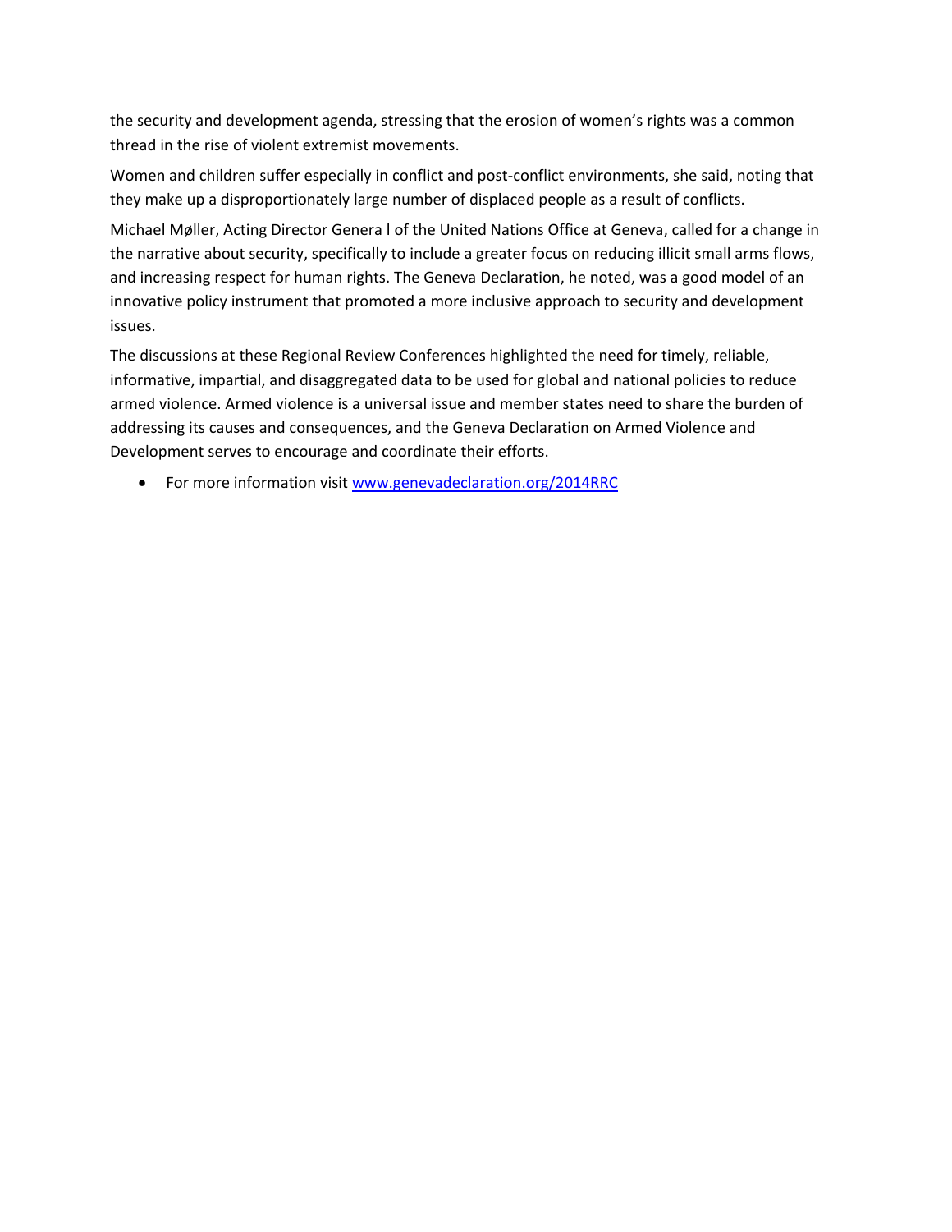the security and development agenda, stressing that the erosion of women's rights was a common thread in the rise of violent extremist movements.

Women and children suffer especially in conflict and post-conflict environments, she said, noting that they make up a disproportionately large number of displaced people as a result of conflicts.

Michael Møller, Acting Director Genera l of the United Nations Office at Geneva, called for a change in the narrative about security, specifically to include a greater focus on reducing illicit small arms flows, and increasing respect for human rights. The Geneva Declaration, he noted, was a good model of an innovative policy instrument that promoted a more inclusive approach to security and development issues.

The discussions at these Regional Review Conferences highlighted the need for timely, reliable, informative, impartial, and disaggregated data to be used for global and national policies to reduce armed violence. Armed violence is a universal issue and member states need to share the burden of addressing its causes and consequences, and the Geneva Declaration on Armed Violence and Development serves to encourage and coordinate their efforts.

- For more information visit [www.genevadeclaration.org/2014RRC](www.genevadeclaration.org/2014RRC)